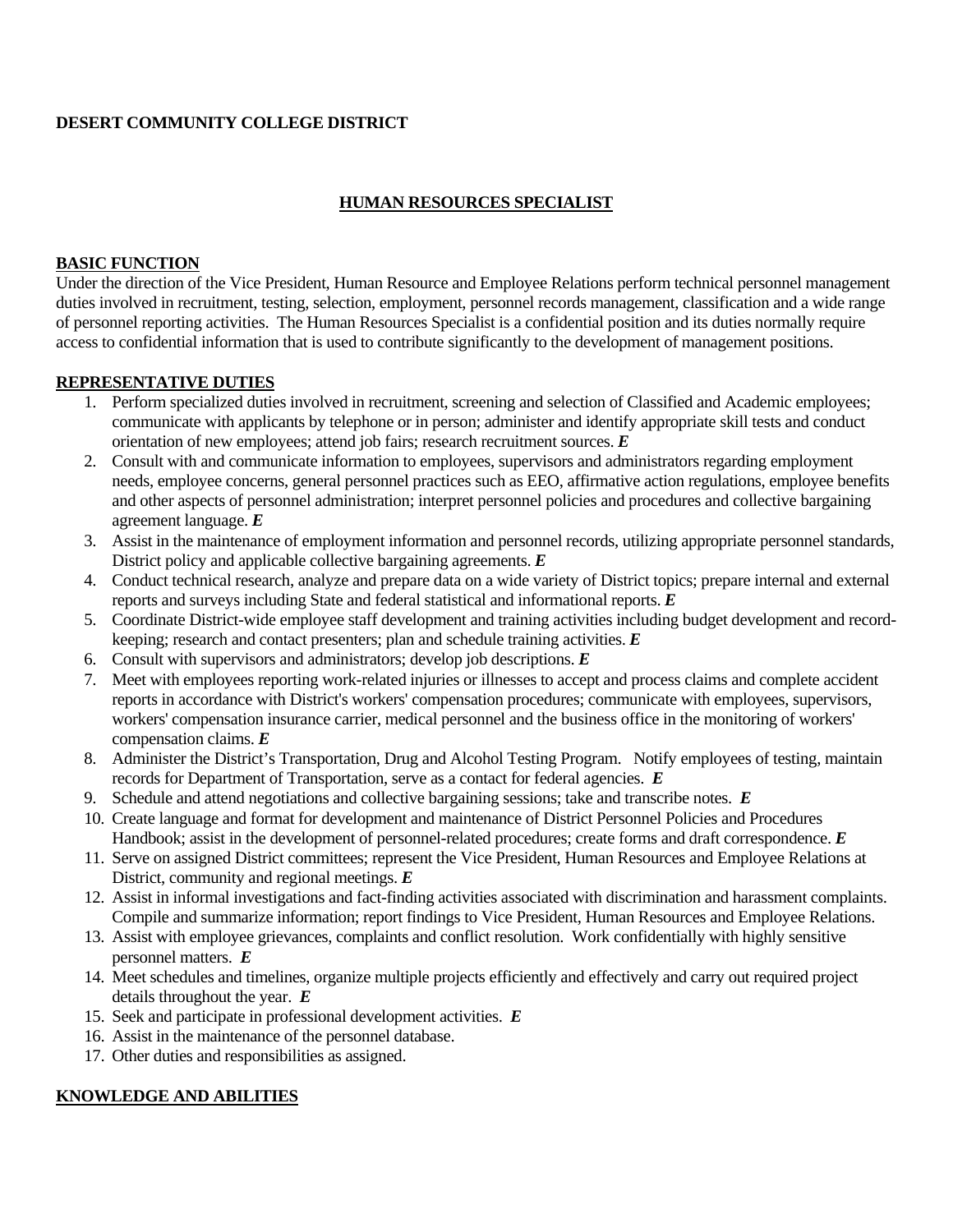**DESERT COMMUNITY COLLEGE DISTRICT**

## HUMAN RESOURCES SPECIALIST

### BASIC FUNCTION

Under the direction of the Vice President, Human Resource and Employee Relations perform technical personnel management duties involved in recruitment, testing, selection, employment, personnel records management, classification and a wide range of personnel reporting activities. The Human Resources Specialist is a confidential position and its duties normally require access to confidential information that is used to contribute significantly to the development of management positions.

### REPRESENTATIVE DUTIES

1. Perform specialized duties involved in recruitment, screening and selection of Classified and Academic employees; communicate with applicants by telephone or in person; administer and identify appropriate skill tests and conduct orientation of new employees; attend job fairs; research recruitment sources. ***E***
2. Consult with and communicate information to employees, supervisors and administrators regarding employment needs, employee concerns, general personnel practices such as EEO, affirmative action regulations, employee benefits and other aspects of personnel administration; interpret personnel policies and procedures and collective bargaining agreement language. ***E***
3. Assist in the maintenance of employment information and personnel records, utilizing appropriate personnel standards, District policy and applicable collective bargaining agreements. ***E***
4. Conduct technical research, analyze and prepare data on a wide variety of District topics; prepare internal and external reports and surveys including State and federal statistical and informational reports. ***E***
5. Coordinate District-wide employee staff development and training activities including budget development and record-keeping; research and contact presenters; plan and schedule training activities. ***E***
6. Consult with supervisors and administrators; develop job descriptions. ***E***
7. Meet with employees reporting work-related injuries or illnesses to accept and process claims and complete accident reports in accordance with District's workers' compensation procedures; communicate with employees, supervisors, workers' compensation insurance carrier, medical personnel and the business office in the monitoring of workers' compensation claims. ***E***
8. Administer the District's Transportation, Drug and Alcohol Testing Program. Notify employees of testing, maintain records for Department of Transportation, serve as a contact for federal agencies. ***E***
9. Schedule and attend negotiations and collective bargaining sessions; take and transcribe notes. ***E***
10. Create language and format for development and maintenance of District Personnel Policies and Procedures Handbook; assist in the development of personnel-related procedures; create forms and draft correspondence. ***E***
11. Serve on assigned District committees; represent the Vice President, Human Resources and Employee Relations at District, community and regional meetings. ***E***
12. Assist in informal investigations and fact-finding activities associated with discrimination and harassment complaints. Compile and summarize information; report findings to Vice President, Human Resources and Employee Relations.
13. Assist with employee grievances, complaints and conflict resolution. Work confidentially with highly sensitive personnel matters. ***E***
14. Meet schedules and timelines, organize multiple projects efficiently and effectively and carry out required project details throughout the year. ***E***
15. Seek and participate in professional development activities. ***E***
16. Assist in the maintenance of the personnel database.
17. Other duties and responsibilities as assigned.

### KNOWLEDGE AND ABILITIES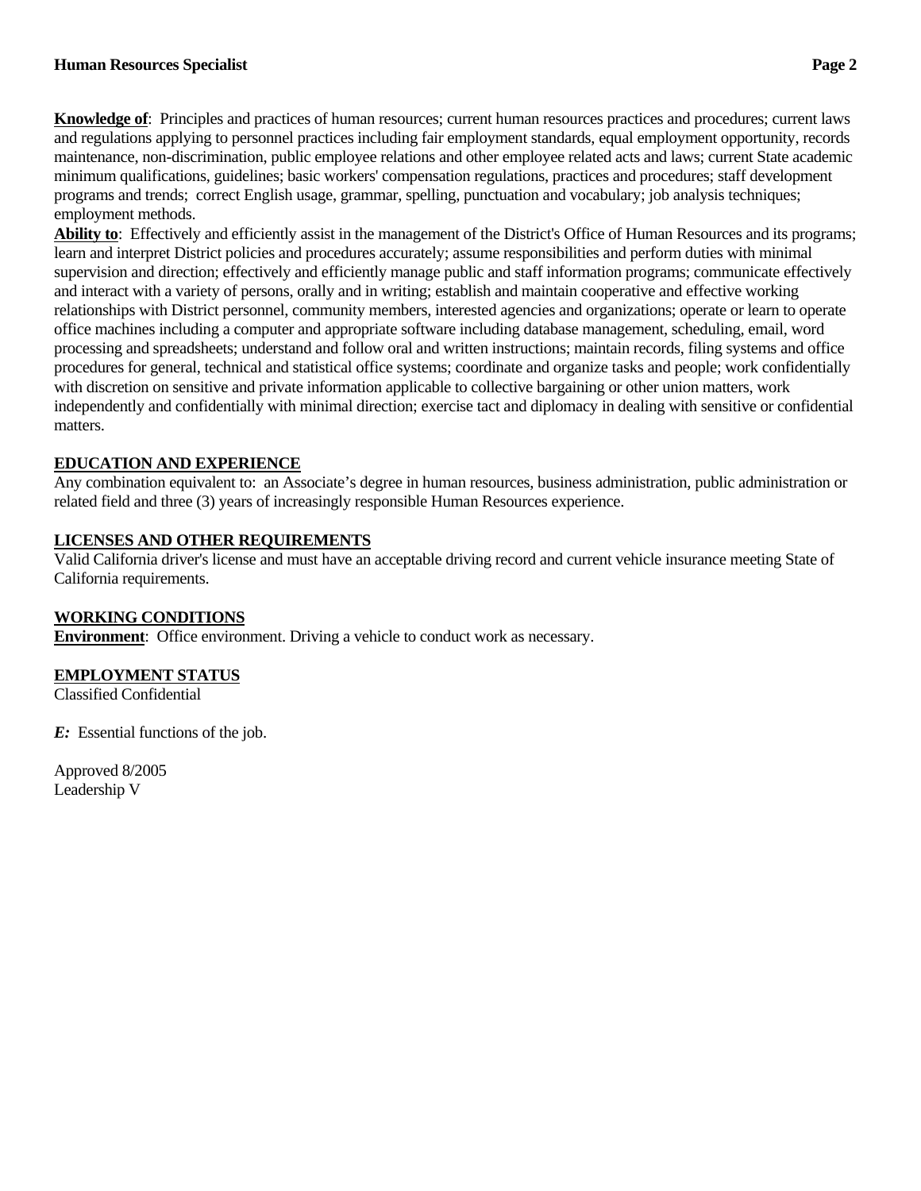**Knowledge of**: Principles and practices of human resources; current human resources practices and procedures; current laws and regulations applying to personnel practices including fair employment standards, equal employment opportunity, records maintenance, non-discrimination, public employee relations and other employee related acts and laws; current State academic minimum qualifications, guidelines; basic workers' compensation regulations, practices and procedures; staff development programs and trends; correct English usage, grammar, spelling, punctuation and vocabulary; job analysis techniques; employment methods.

**Ability to**: Effectively and efficiently assist in the management of the District's Office of Human Resources and its programs; learn and interpret District policies and procedures accurately; assume responsibilities and perform duties with minimal supervision and direction; effectively and efficiently manage public and staff information programs; communicate effectively and interact with a variety of persons, orally and in writing; establish and maintain cooperative and effective working relationships with District personnel, community members, interested agencies and organizations; operate or learn to operate office machines including a computer and appropriate software including database management, scheduling, email, word processing and spreadsheets; understand and follow oral and written instructions; maintain records, filing systems and office procedures for general, technical and statistical office systems; coordinate and organize tasks and people; work confidentially with discretion on sensitive and private information applicable to collective bargaining or other union matters, work independently and confidentially with minimal direction; exercise tact and diplomacy in dealing with sensitive or confidential matters.

## EDUCATION AND EXPERIENCE

Any combination equivalent to: an Associate's degree in human resources, business administration, public administration or related field and three (3) years of increasingly responsible Human Resources experience.

## LICENSES AND OTHER REQUIREMENTS

Valid California driver's license and must have an acceptable driving record and current vehicle insurance meeting State of California requirements.

## WORKING CONDITIONS

**Environment**: Office environment. Driving a vehicle to conduct work as necessary.

## EMPLOYMENT STATUS

Classified Confidential

***E:*** Essential functions of the job.

Approved 8/2005
Leadership V